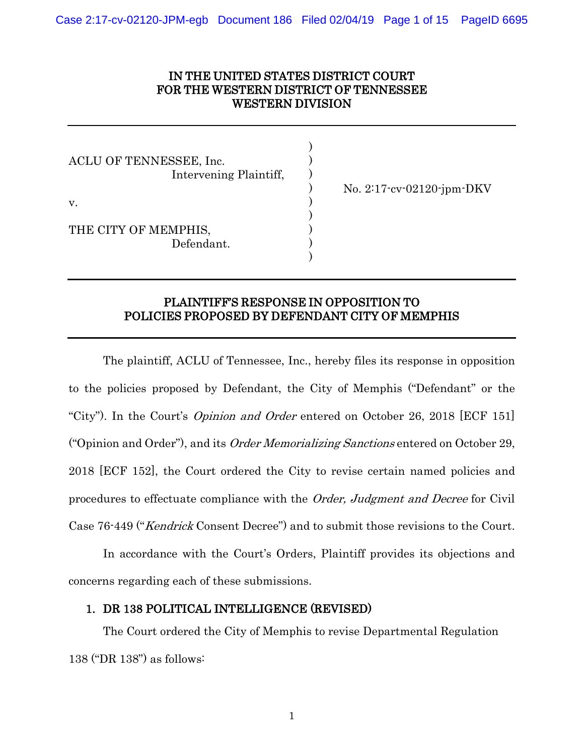IN THE UNITED STATES DISTRICT COURT
FOR THE WESTERN DISTRICT OF TENNESSEE
WESTERN DIVISION

---

ACLU OF TENNESSEE, Inc.,
Intervening Plaintiff,

v.

THE CITY OF MEMPHIS,
Defendant.

No. 2:17-cv-02120-jpm-DKV

---

## PLAINTIFF'S RESPONSE IN OPPOSITION TO POLICIES PROPOSED BY DEFENDANT CITY OF MEMPHIS

---

The plaintiff, ACLU of Tennessee, Inc., hereby files its response in opposition to the policies proposed by Defendant, the City of Memphis ("Defendant" or the "City"). In the Court's *Opinion and Order* entered on October 26, 2018 [ECF 151] ("Opinion and Order"), and its *Order Memorializing Sanctions* entered on October 29, 2018 [ECF 152], the Court ordered the City to revise certain named policies and procedures to effectuate compliance with the *Order, Judgment and Decree* for Civil Case 76-449 ("*Kendrick* Consent Decree") and to submit those revisions to the Court.

In accordance with the Court's Orders, Plaintiff provides its objections and concerns regarding each of these submissions.

### 1. DR 138 POLITICAL INTELLIGENCE (REVISED)

The Court ordered the City of Memphis to revise Departmental Regulation 138 ("DR 138") as follows: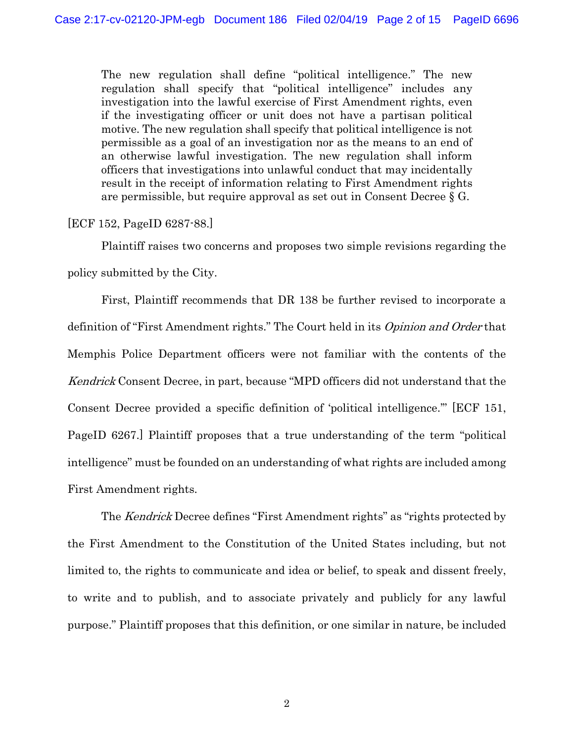> The new regulation shall define "political intelligence." The new regulation shall specify that "political intelligence" includes any investigation into the lawful exercise of First Amendment rights, even if the investigating officer or unit does not have a partisan political motive. The new regulation shall specify that political intelligence is not permissible as a goal of an investigation nor as the means to an end of an otherwise lawful investigation. The new regulation shall inform officers that investigations into unlawful conduct that may incidentally result in the receipt of information relating to First Amendment rights are permissible, but require approval as set out in Consent Decree § G.

[ECF 152, PageID 6287-88.]

Plaintiff raises two concerns and proposes two simple revisions regarding the policy submitted by the City.

First, Plaintiff recommends that DR 138 be further revised to incorporate a definition of "First Amendment rights." The Court held in its *Opinion and Order* that Memphis Police Department officers were not familiar with the contents of the *Kendrick* Consent Decree, in part, because "MPD officers did not understand that the Consent Decree provided a specific definition of 'political intelligence.'" [ECF 151, PageID 6267.] Plaintiff proposes that a true understanding of the term "political intelligence" must be founded on an understanding of what rights are included among First Amendment rights.

The *Kendrick* Decree defines "First Amendment rights" as "rights protected by the First Amendment to the Constitution of the United States including, but not limited to, the rights to communicate and idea or belief, to speak and dissent freely, to write and to publish, and to associate privately and publicly for any lawful purpose." Plaintiff proposes that this definition, or one similar in nature, be included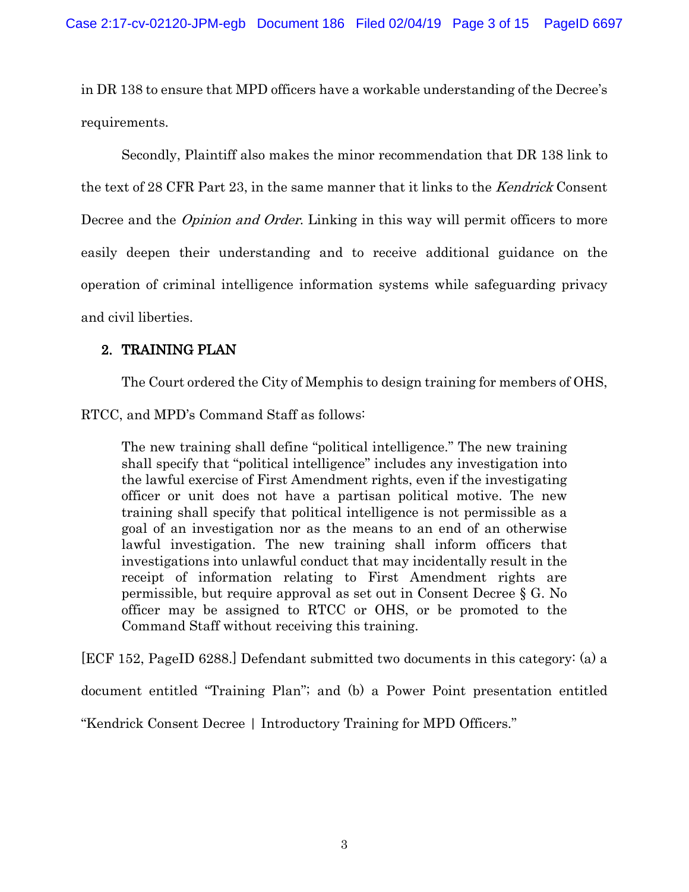in DR 138 to ensure that MPD officers have a workable understanding of the Decree's requirements.

Secondly, Plaintiff also makes the minor recommendation that DR 138 link to the text of 28 CFR Part 23, in the same manner that it links to the *Kendrick* Consent Decree and the *Opinion and Order*. Linking in this way will permit officers to more easily deepen their understanding and to receive additional guidance on the operation of criminal intelligence information systems while safeguarding privacy and civil liberties.

## 2. TRAINING PLAN

The Court ordered the City of Memphis to design training for members of OHS, RTCC, and MPD's Command Staff as follows:

> The new training shall define "political intelligence." The new training shall specify that "political intelligence" includes any investigation into the lawful exercise of First Amendment rights, even if the investigating officer or unit does not have a partisan political motive. The new training shall specify that political intelligence is not permissible as a goal of an investigation nor as the means to an end of an otherwise lawful investigation. The new training shall inform officers that investigations into unlawful conduct that may incidentally result in the receipt of information relating to First Amendment rights are permissible, but require approval as set out in Consent Decree § G. No officer may be assigned to RTCC or OHS, or be promoted to the Command Staff without receiving this training.

[ECF 152, PageID 6288.] Defendant submitted two documents in this category: (a) a document entitled "Training Plan"; and (b) a Power Point presentation entitled "Kendrick Consent Decree | Introductory Training for MPD Officers."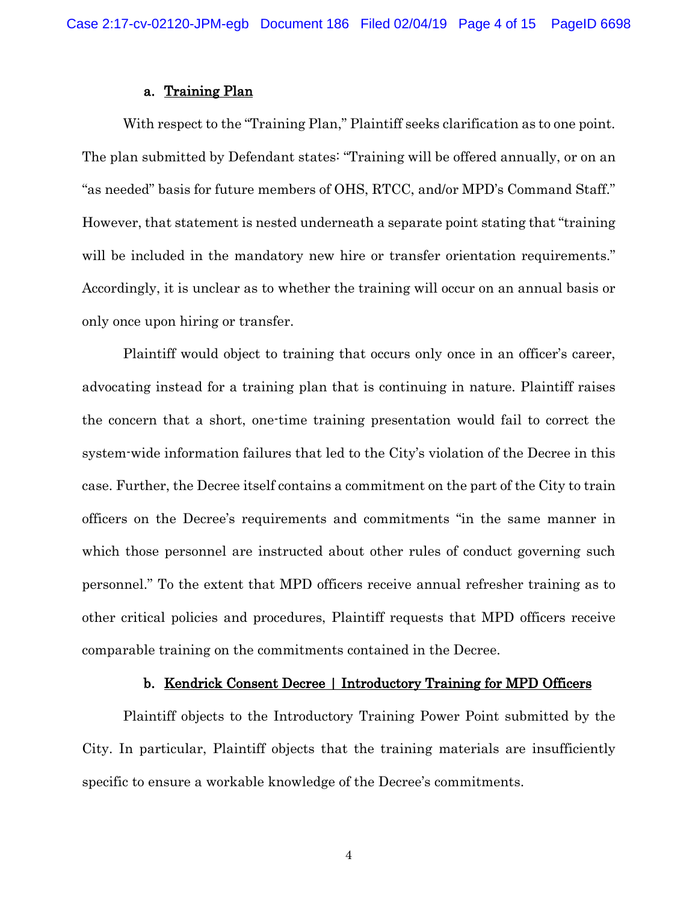### a. Training Plan

With respect to the "Training Plan," Plaintiff seeks clarification as to one point. The plan submitted by Defendant states: "Training will be offered annually, or on an "as needed" basis for future members of OHS, RTCC, and/or MPD's Command Staff." However, that statement is nested underneath a separate point stating that "training will be included in the mandatory new hire or transfer orientation requirements." Accordingly, it is unclear as to whether the training will occur on an annual basis or only once upon hiring or transfer.

Plaintiff would object to training that occurs only once in an officer's career, advocating instead for a training plan that is continuing in nature. Plaintiff raises the concern that a short, one-time training presentation would fail to correct the system-wide information failures that led to the City's violation of the Decree in this case. Further, the Decree itself contains a commitment on the part of the City to train officers on the Decree's requirements and commitments "in the same manner in which those personnel are instructed about other rules of conduct governing such personnel." To the extent that MPD officers receive annual refresher training as to other critical policies and procedures, Plaintiff requests that MPD officers receive comparable training on the commitments contained in the Decree.

### b. Kendrick Consent Decree | Introductory Training for MPD Officers

Plaintiff objects to the Introductory Training Power Point submitted by the City. In particular, Plaintiff objects that the training materials are insufficiently specific to ensure a workable knowledge of the Decree's commitments.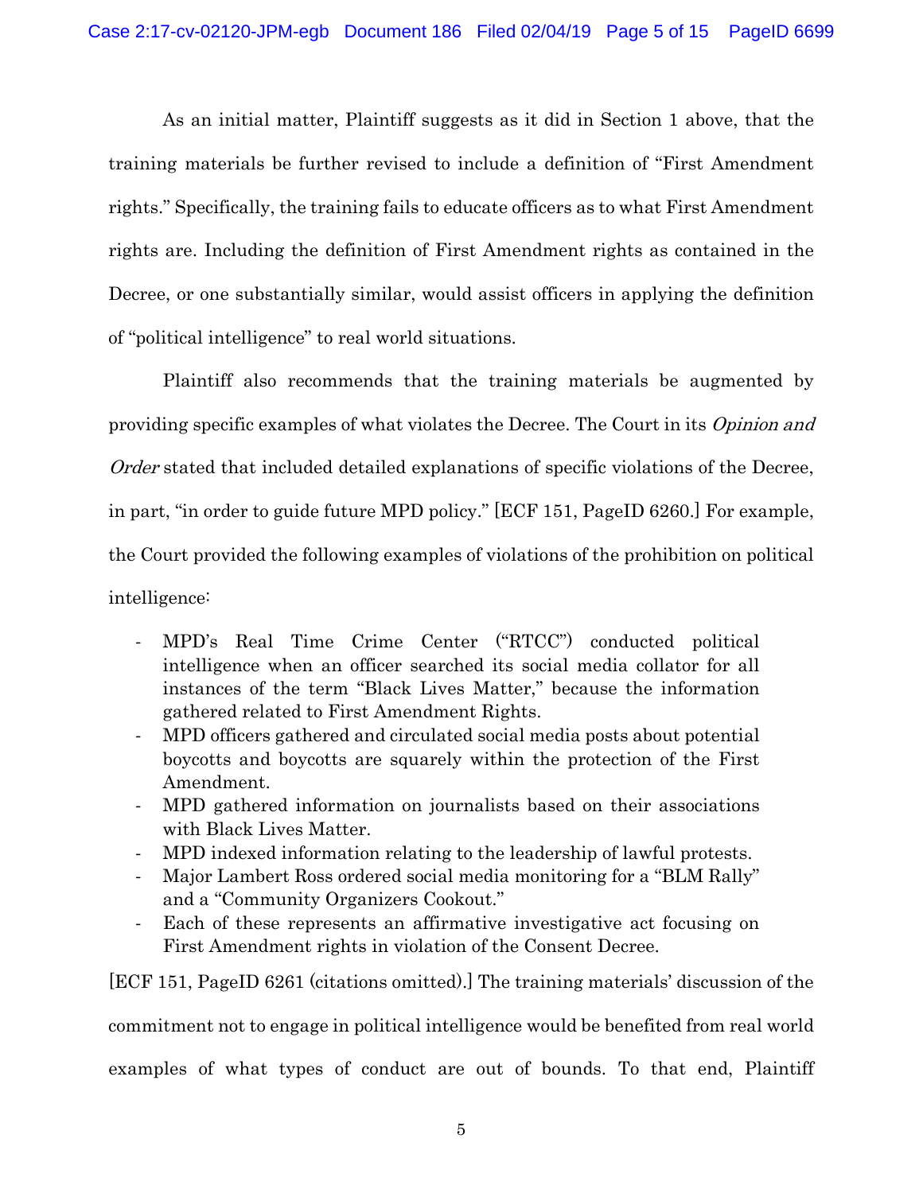As an initial matter, Plaintiff suggests as it did in Section 1 above, that the training materials be further revised to include a definition of "First Amendment rights." Specifically, the training fails to educate officers as to what First Amendment rights are. Including the definition of First Amendment rights as contained in the Decree, or one substantially similar, would assist officers in applying the definition of "political intelligence" to real world situations.

Plaintiff also recommends that the training materials be augmented by providing specific examples of what violates the Decree. The Court in its *Opinion and Order* stated that included detailed explanations of specific violations of the Decree, in part, "in order to guide future MPD policy." [ECF 151, PageID 6260.] For example, the Court provided the following examples of violations of the prohibition on political intelligence:

- MPD's Real Time Crime Center ("RTCC") conducted political intelligence when an officer searched its social media collator for all instances of the term "Black Lives Matter," because the information gathered related to First Amendment Rights.
- MPD officers gathered and circulated social media posts about potential boycotts and boycotts are squarely within the protection of the First Amendment.
- MPD gathered information on journalists based on their associations with Black Lives Matter.
- MPD indexed information relating to the leadership of lawful protests.
- Major Lambert Ross ordered social media monitoring for a "BLM Rally" and a "Community Organizers Cookout."
- Each of these represents an affirmative investigative act focusing on First Amendment rights in violation of the Consent Decree.

[ECF 151, PageID 6261 (citations omitted).] The training materials' discussion of the commitment not to engage in political intelligence would be benefited from real world examples of what types of conduct are out of bounds. To that end, Plaintiff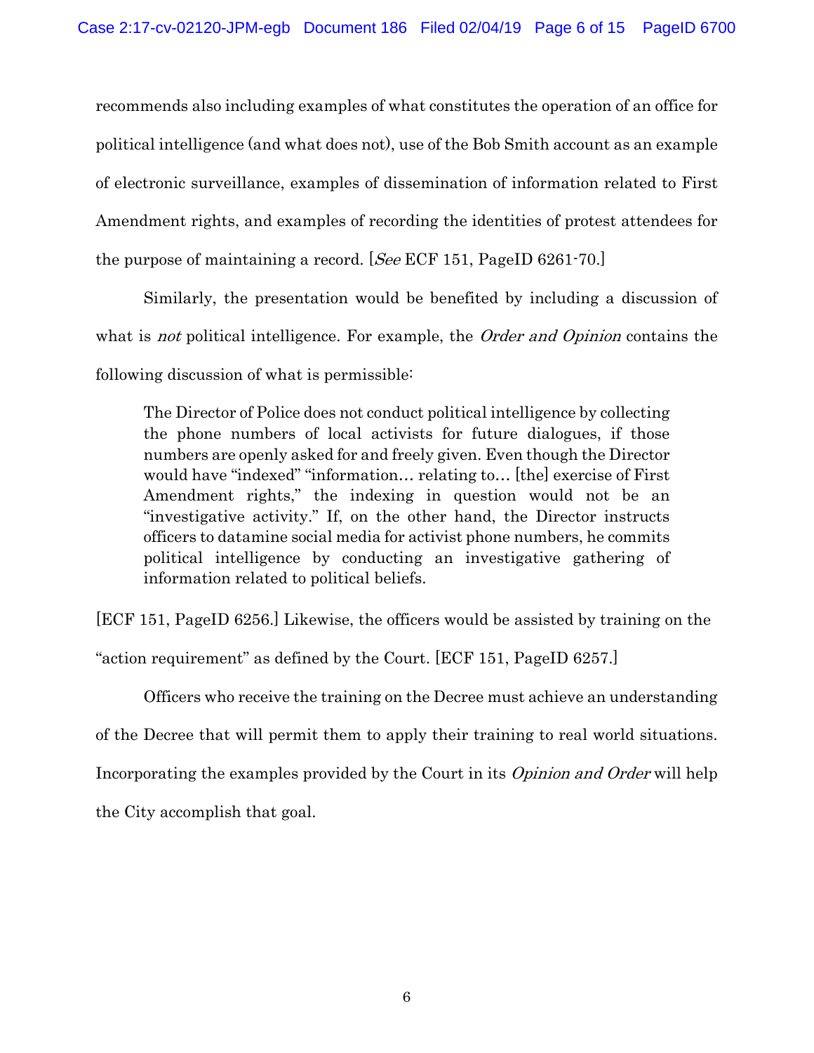recommends also including examples of what constitutes the operation of an office for political intelligence (and what does not), use of the Bob Smith account as an example of electronic surveillance, examples of dissemination of information related to First Amendment rights, and examples of recording the identities of protest attendees for the purpose of maintaining a record. [*See* ECF 151, PageID 6261-70.]

Similarly, the presentation would be benefited by including a discussion of what is *not* political intelligence. For example, the *Order and Opinion* contains the following discussion of what is permissible:

> The Director of Police does not conduct political intelligence by collecting the phone numbers of local activists for future dialogues, if those numbers are openly asked for and freely given. Even though the Director would have "indexed" "information… relating to… [the] exercise of First Amendment rights," the indexing in question would not be an "investigative activity." If, on the other hand, the Director instructs officers to datamine social media for activist phone numbers, he commits political intelligence by conducting an investigative gathering of information related to political beliefs.

[ECF 151, PageID 6256.] Likewise, the officers would be assisted by training on the "action requirement" as defined by the Court. [ECF 151, PageID 6257.]

Officers who receive the training on the Decree must achieve an understanding of the Decree that will permit them to apply their training to real world situations. Incorporating the examples provided by the Court in its *Opinion and Order* will help the City accomplish that goal.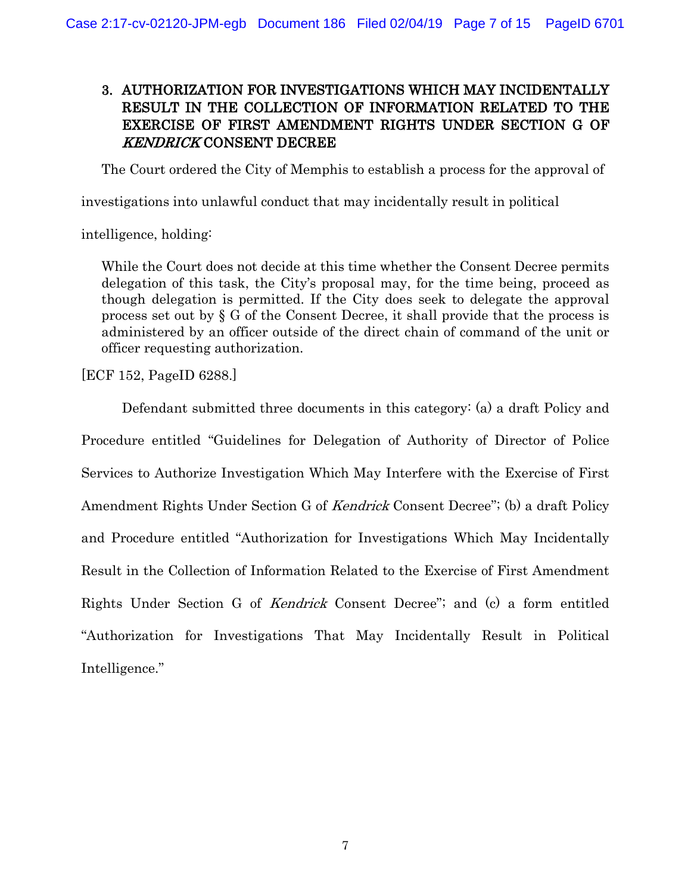### 3. AUTHORIZATION FOR INVESTIGATIONS WHICH MAY INCIDENTALLY RESULT IN THE COLLECTION OF INFORMATION RELATED TO THE EXERCISE OF FIRST AMENDMENT RIGHTS UNDER SECTION G OF *KENDRICK* CONSENT DECREE

The Court ordered the City of Memphis to establish a process for the approval of investigations into unlawful conduct that may incidentally result in political intelligence, holding:

> While the Court does not decide at this time whether the Consent Decree permits delegation of this task, the City's proposal may, for the time being, proceed as though delegation is permitted. If the City does seek to delegate the approval process set out by § G of the Consent Decree, it shall provide that the process is administered by an officer outside of the direct chain of command of the unit or officer requesting authorization.

[ECF 152, PageID 6288.]

Defendant submitted three documents in this category: (a) a draft Policy and Procedure entitled "Guidelines for Delegation of Authority of Director of Police Services to Authorize Investigation Which May Interfere with the Exercise of First Amendment Rights Under Section G of *Kendrick* Consent Decree"; (b) a draft Policy and Procedure entitled "Authorization for Investigations Which May Incidentally Result in the Collection of Information Related to the Exercise of First Amendment Rights Under Section G of *Kendrick* Consent Decree"; and (c) a form entitled "Authorization for Investigations That May Incidentally Result in Political Intelligence."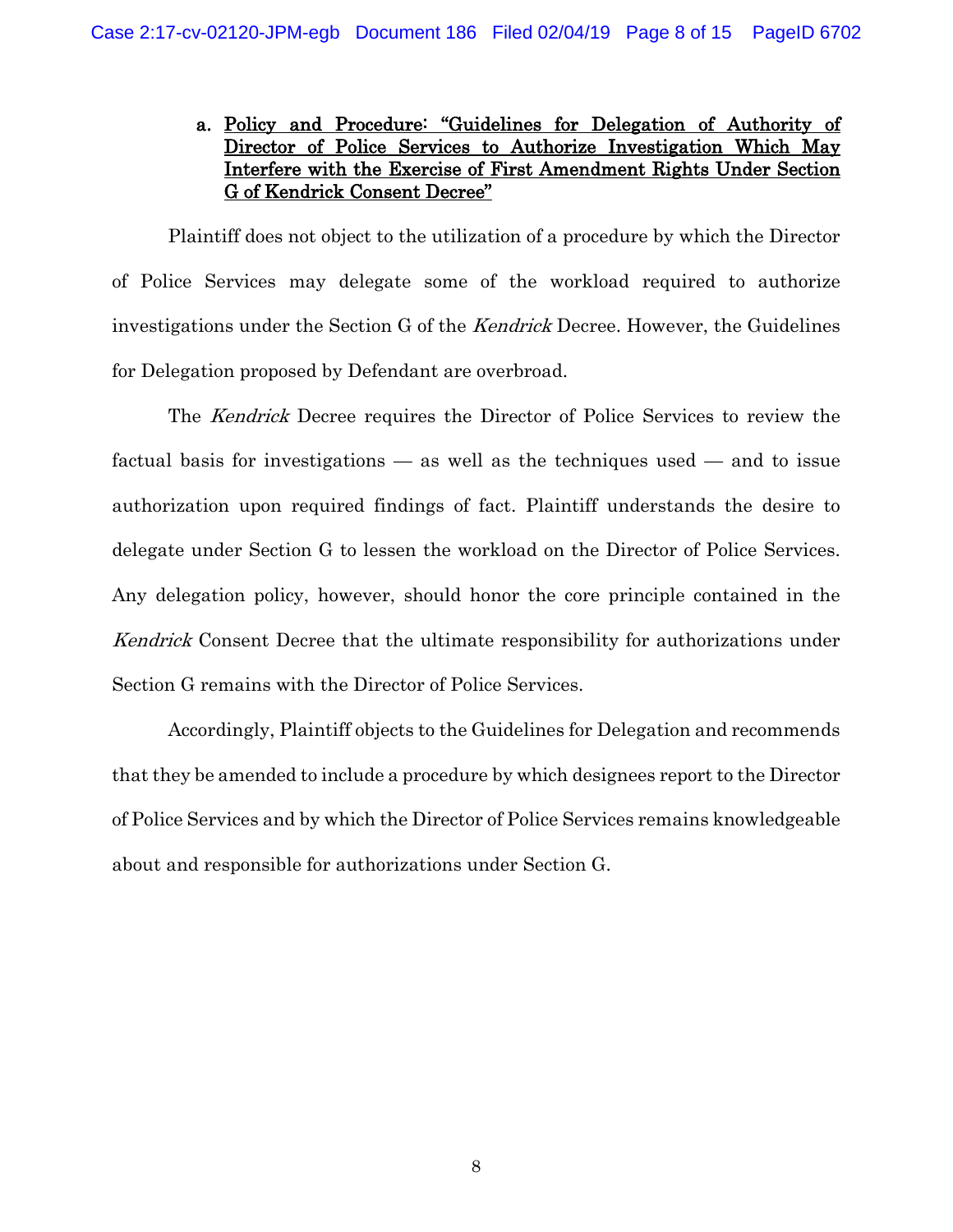a. <u>Policy and Procedure: "Guidelines for Delegation of Authority of Director of Police Services to Authorize Investigation Which May Interfere with the Exercise of First Amendment Rights Under Section G of Kendrick Consent Decree"</u>

Plaintiff does not object to the utilization of a procedure by which the Director of Police Services may delegate some of the workload required to authorize investigations under the Section G of the *Kendrick* Decree. However, the Guidelines for Delegation proposed by Defendant are overbroad.

The *Kendrick* Decree requires the Director of Police Services to review the factual basis for investigations — as well as the techniques used — and to issue authorization upon required findings of fact. Plaintiff understands the desire to delegate under Section G to lessen the workload on the Director of Police Services. Any delegation policy, however, should honor the core principle contained in the *Kendrick* Consent Decree that the ultimate responsibility for authorizations under Section G remains with the Director of Police Services.

Accordingly, Plaintiff objects to the Guidelines for Delegation and recommends that they be amended to include a procedure by which designees report to the Director of Police Services and by which the Director of Police Services remains knowledgeable about and responsible for authorizations under Section G.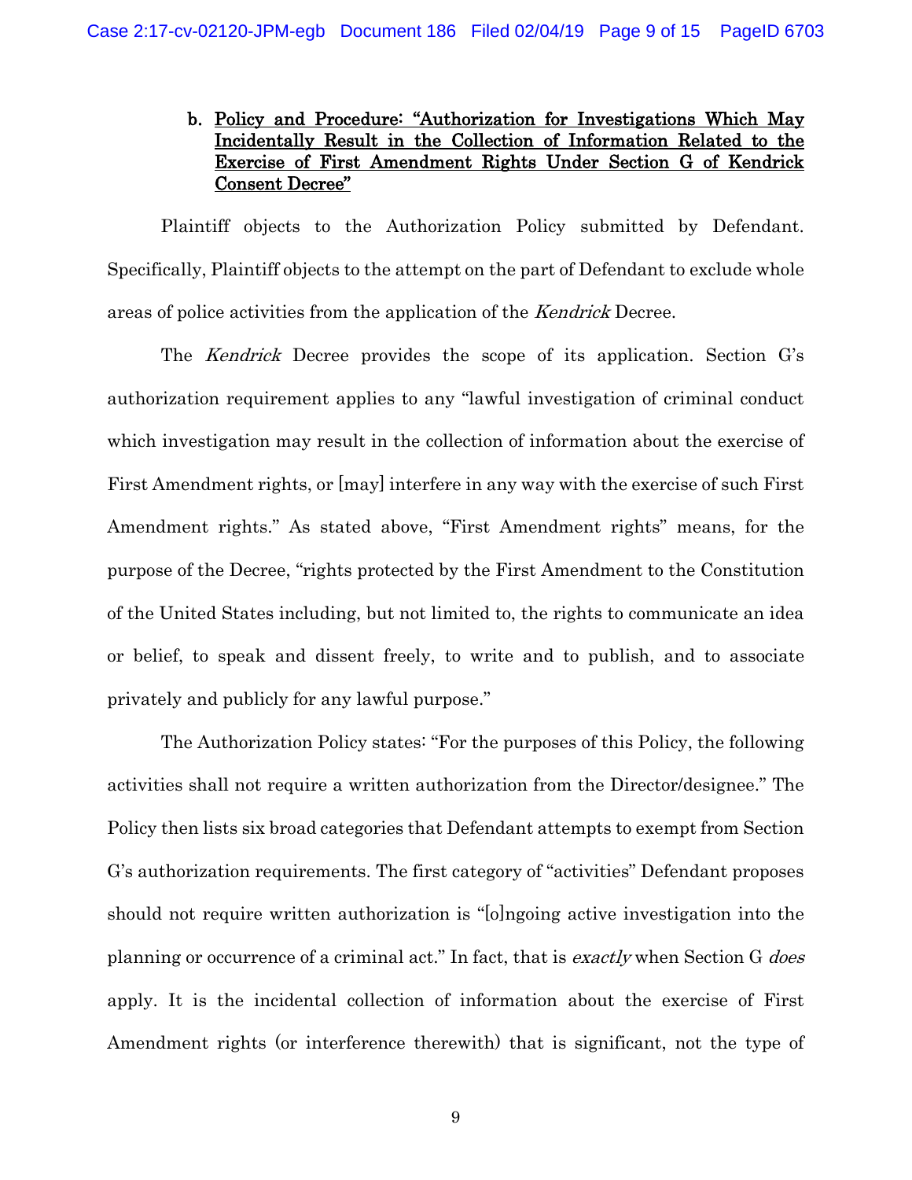**b. <u>Policy and Procedure: "Authorization for Investigations Which May Incidentally Result in the Collection of Information Related to the Exercise of First Amendment Rights Under Section G of Kendrick Consent Decree"</u>**

Plaintiff objects to the Authorization Policy submitted by Defendant. Specifically, Plaintiff objects to the attempt on the part of Defendant to exclude whole areas of police activities from the application of the *Kendrick* Decree.

The *Kendrick* Decree provides the scope of its application. Section G's authorization requirement applies to any "lawful investigation of criminal conduct which investigation may result in the collection of information about the exercise of First Amendment rights, or [may] interfere in any way with the exercise of such First Amendment rights." As stated above, "First Amendment rights" means, for the purpose of the Decree, "rights protected by the First Amendment to the Constitution of the United States including, but not limited to, the rights to communicate an idea or belief, to speak and dissent freely, to write and to publish, and to associate privately and publicly for any lawful purpose."

The Authorization Policy states: "For the purposes of this Policy, the following activities shall not require a written authorization from the Director/designee." The Policy then lists six broad categories that Defendant attempts to exempt from Section G's authorization requirements. The first category of "activities" Defendant proposes should not require written authorization is "[o]ngoing active investigation into the planning or occurrence of a criminal act." In fact, that is *exactly* when Section G *does* apply. It is the incidental collection of information about the exercise of First Amendment rights (or interference therewith) that is significant, not the type of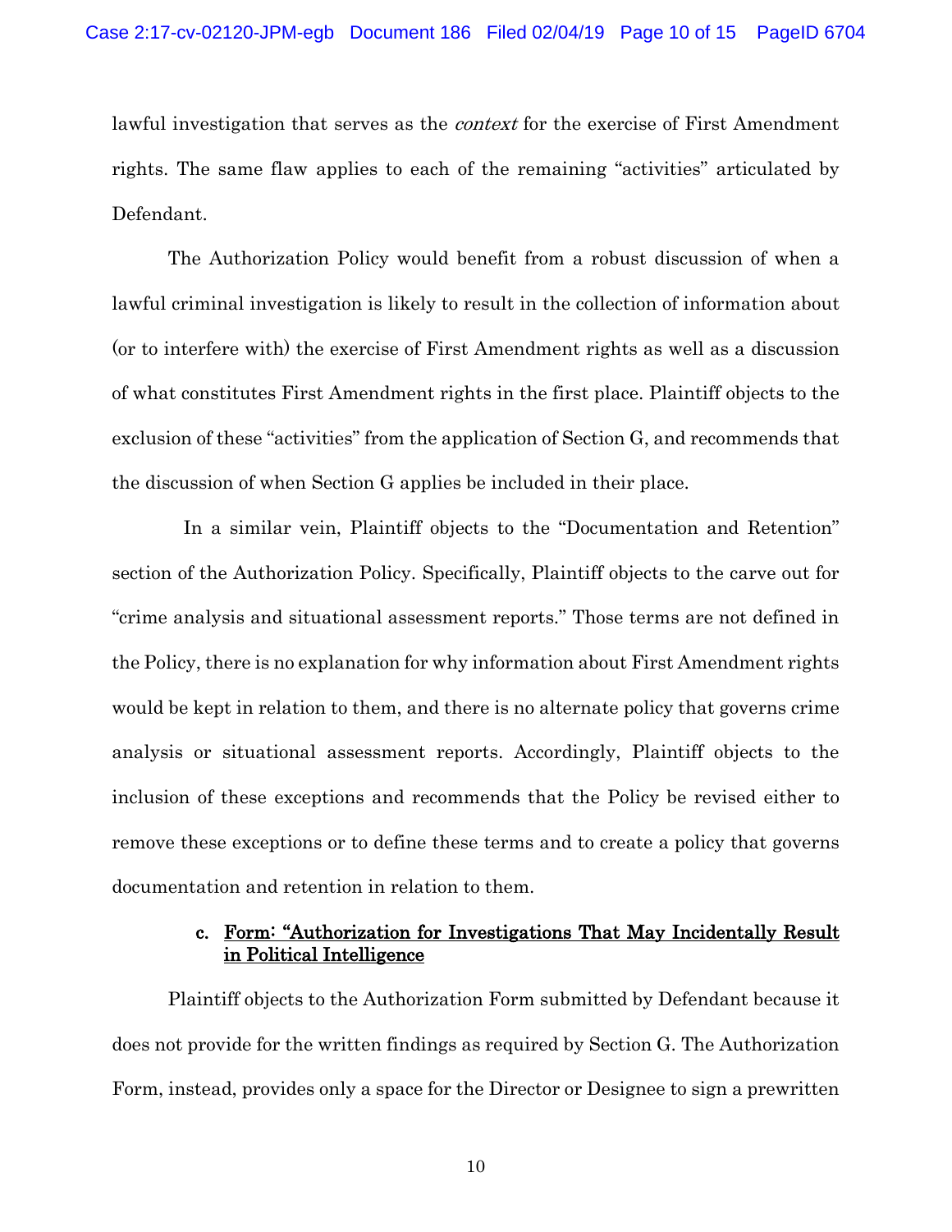lawful investigation that serves as the *context* for the exercise of First Amendment rights. The same flaw applies to each of the remaining "activities" articulated by Defendant.

The Authorization Policy would benefit from a robust discussion of when a lawful criminal investigation is likely to result in the collection of information about (or to interfere with) the exercise of First Amendment rights as well as a discussion of what constitutes First Amendment rights in the first place. Plaintiff objects to the exclusion of these "activities" from the application of Section G, and recommends that the discussion of when Section G applies be included in their place.

In a similar vein, Plaintiff objects to the "Documentation and Retention" section of the Authorization Policy. Specifically, Plaintiff objects to the carve out for "crime analysis and situational assessment reports." Those terms are not defined in the Policy, there is no explanation for why information about First Amendment rights would be kept in relation to them, and there is no alternate policy that governs crime analysis or situational assessment reports. Accordingly, Plaintiff objects to the inclusion of these exceptions and recommends that the Policy be revised either to remove these exceptions or to define these terms and to create a policy that governs documentation and retention in relation to them.

#### c. Form: "Authorization for Investigations That May Incidentally Result in Political Intelligence

Plaintiff objects to the Authorization Form submitted by Defendant because it does not provide for the written findings as required by Section G. The Authorization Form, instead, provides only a space for the Director or Designee to sign a prewritten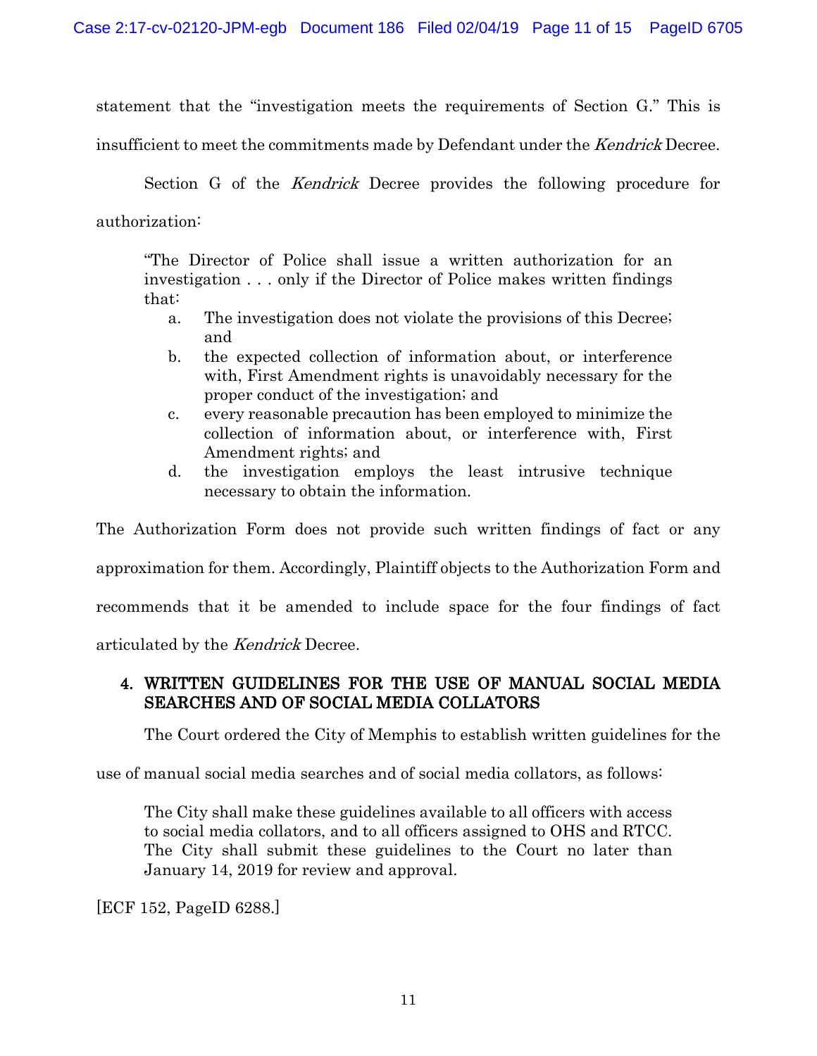statement that the "investigation meets the requirements of Section G." This is insufficient to meet the commitments made by Defendant under the *Kendrick* Decree.

Section G of the *Kendrick* Decree provides the following procedure for authorization:

> "The Director of Police shall issue a written authorization for an investigation . . . only if the Director of Police makes written findings that:
>
> a. The investigation does not violate the provisions of this Decree; and
> b. the expected collection of information about, or interference with, First Amendment rights is unavoidably necessary for the proper conduct of the investigation; and
> c. every reasonable precaution has been employed to minimize the collection of information about, or interference with, First Amendment rights; and
> d. the investigation employs the least intrusive technique necessary to obtain the information.

The Authorization Form does not provide such written findings of fact or any approximation for them. Accordingly, Plaintiff objects to the Authorization Form and recommends that it be amended to include space for the four findings of fact articulated by the *Kendrick* Decree.

### 4. WRITTEN GUIDELINES FOR THE USE OF MANUAL SOCIAL MEDIA SEARCHES AND OF SOCIAL MEDIA COLLATORS

The Court ordered the City of Memphis to establish written guidelines for the use of manual social media searches and of social media collators, as follows:

> The City shall make these guidelines available to all officers with access to social media collators, and to all officers assigned to OHS and RTCC. The City shall submit these guidelines to the Court no later than January 14, 2019 for review and approval.

[ECF 152, PageID 6288.]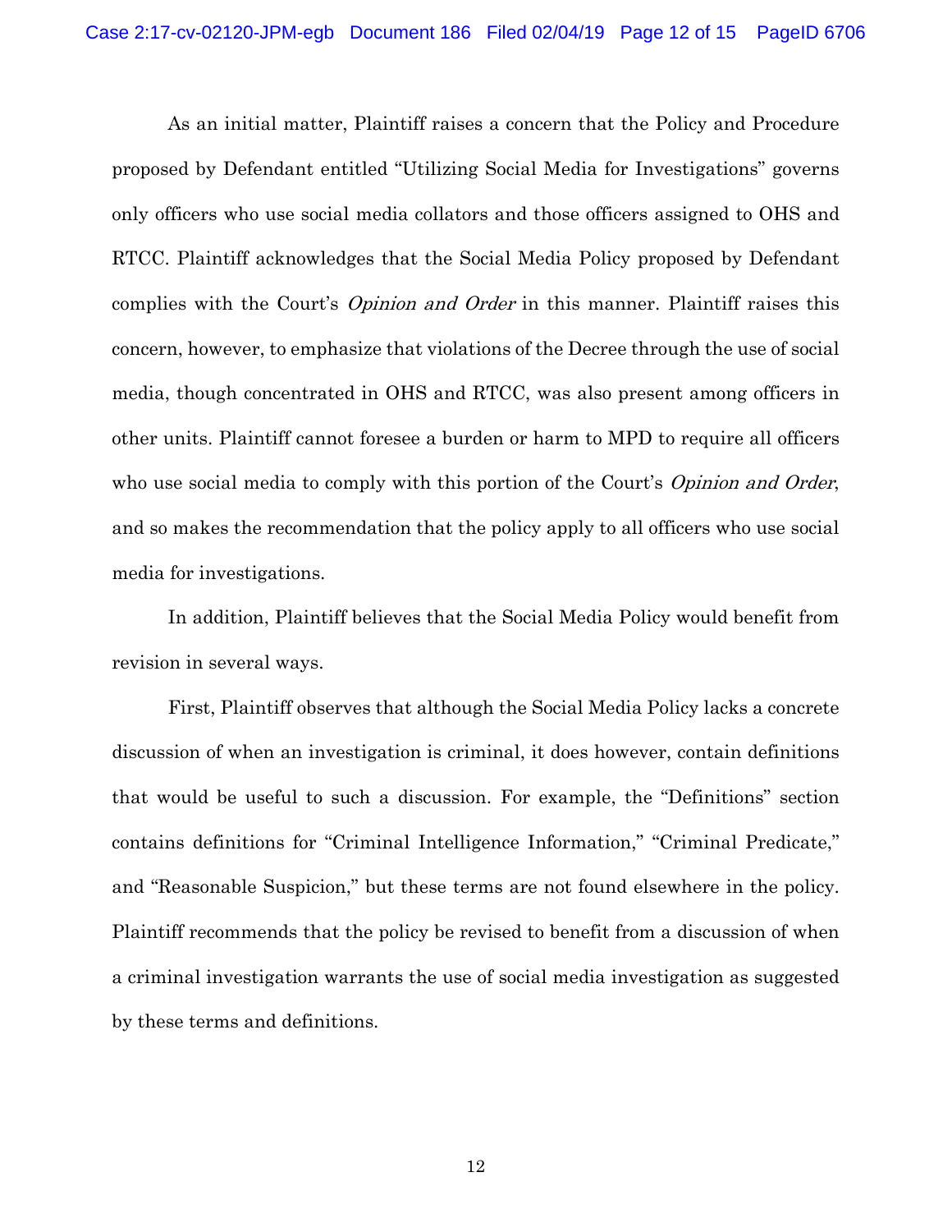As an initial matter, Plaintiff raises a concern that the Policy and Procedure proposed by Defendant entitled "Utilizing Social Media for Investigations" governs only officers who use social media collators and those officers assigned to OHS and RTCC. Plaintiff acknowledges that the Social Media Policy proposed by Defendant complies with the Court's *Opinion and Order* in this manner. Plaintiff raises this concern, however, to emphasize that violations of the Decree through the use of social media, though concentrated in OHS and RTCC, was also present among officers in other units. Plaintiff cannot foresee a burden or harm to MPD to require all officers who use social media to comply with this portion of the Court's *Opinion and Order*, and so makes the recommendation that the policy apply to all officers who use social media for investigations.

In addition, Plaintiff believes that the Social Media Policy would benefit from revision in several ways.

First, Plaintiff observes that although the Social Media Policy lacks a concrete discussion of when an investigation is criminal, it does however, contain definitions that would be useful to such a discussion. For example, the "Definitions" section contains definitions for "Criminal Intelligence Information," "Criminal Predicate," and "Reasonable Suspicion," but these terms are not found elsewhere in the policy. Plaintiff recommends that the policy be revised to benefit from a discussion of when a criminal investigation warrants the use of social media investigation as suggested by these terms and definitions.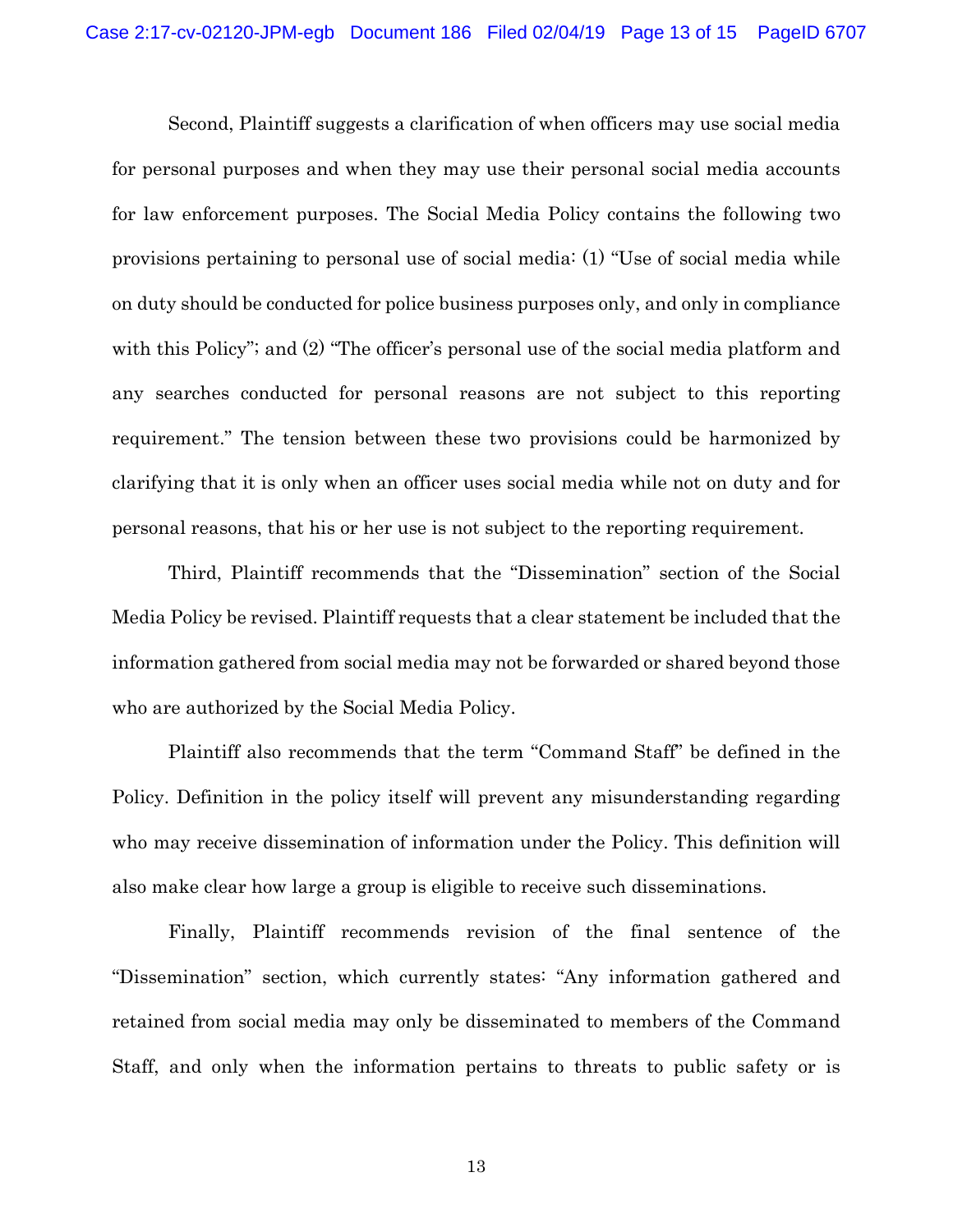Second, Plaintiff suggests a clarification of when officers may use social media for personal purposes and when they may use their personal social media accounts for law enforcement purposes. The Social Media Policy contains the following two provisions pertaining to personal use of social media: (1) "Use of social media while on duty should be conducted for police business purposes only, and only in compliance with this Policy"; and (2) "The officer's personal use of the social media platform and any searches conducted for personal reasons are not subject to this reporting requirement." The tension between these two provisions could be harmonized by clarifying that it is only when an officer uses social media while not on duty and for personal reasons, that his or her use is not subject to the reporting requirement.

Third, Plaintiff recommends that the "Dissemination" section of the Social Media Policy be revised. Plaintiff requests that a clear statement be included that the information gathered from social media may not be forwarded or shared beyond those who are authorized by the Social Media Policy.

Plaintiff also recommends that the term "Command Staff" be defined in the Policy. Definition in the policy itself will prevent any misunderstanding regarding who may receive dissemination of information under the Policy. This definition will also make clear how large a group is eligible to receive such disseminations.

Finally, Plaintiff recommends revision of the final sentence of the "Dissemination" section, which currently states: "Any information gathered and retained from social media may only be disseminated to members of the Command Staff, and only when the information pertains to threats to public safety or is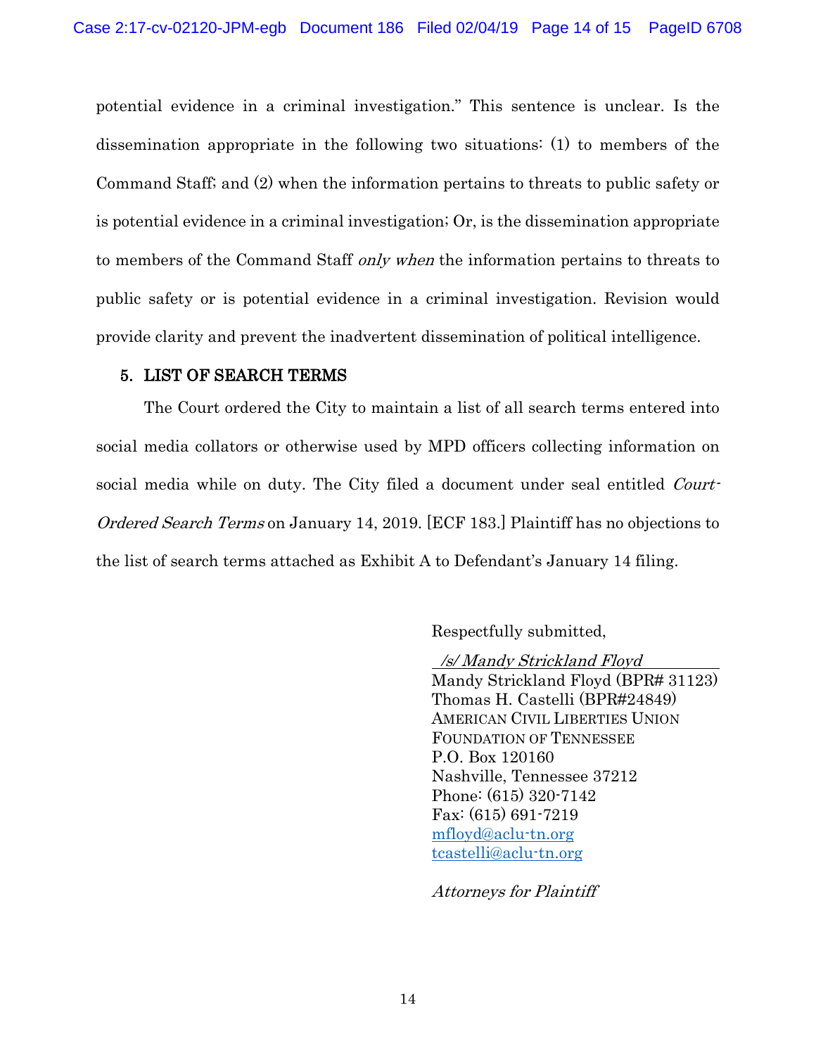potential evidence in a criminal investigation." This sentence is unclear. Is the dissemination appropriate in the following two situations: (1) to members of the Command Staff; and (2) when the information pertains to threats to public safety or is potential evidence in a criminal investigation; Or, is the dissemination appropriate to members of the Command Staff *only when* the information pertains to threats to public safety or is potential evidence in a criminal investigation. Revision would provide clarity and prevent the inadvertent dissemination of political intelligence.

## 5. LIST OF SEARCH TERMS

The Court ordered the City to maintain a list of all search terms entered into social media collators or otherwise used by MPD officers collecting information on social media while on duty. The City filed a document under seal entitled *Court-Ordered Search Terms* on January 14, 2019. [ECF 183.] Plaintiff has no objections to the list of search terms attached as Exhibit A to Defendant's January 14 filing.

Respectfully submitted,

*/s/ Mandy Strickland Floyd*
Mandy Strickland Floyd (BPR# 31123)
Thomas H. Castelli (BPR#24849)
AMERICAN CIVIL LIBERTIES UNION
FOUNDATION OF TENNESSEE
P.O. Box 120160
Nashville, Tennessee 37212
Phone: (615) 320-7142
Fax: (615) 691-7219
mfloyd@aclu-tn.org
tcastelli@aclu-tn.org

*Attorneys for Plaintiff*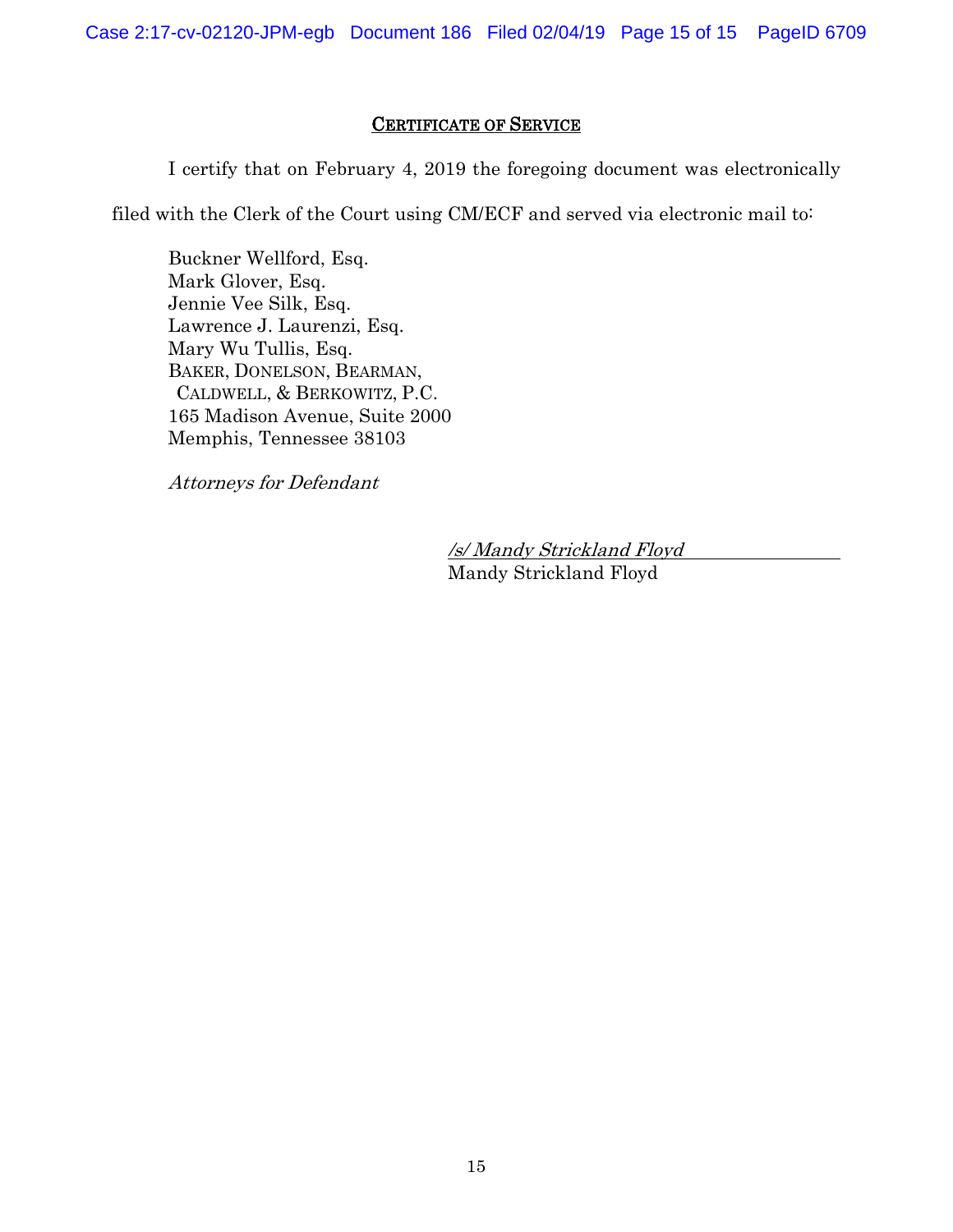## Certificate of Service

I certify that on February 4, 2019 the foregoing document was electronically filed with the Clerk of the Court using CM/ECF and served via electronic mail to:

Buckner Wellford, Esq.
Mark Glover, Esq.
Jennie Vee Silk, Esq.
Lawrence J. Laurenzi, Esq.
Mary Wu Tullis, Esq.
BAKER, DONELSON, BEARMAN,
CALDWELL, & BERKOWITZ, P.C.
165 Madison Avenue, Suite 2000
Memphis, Tennessee 38103

*Attorneys for Defendant*

*/s/ Mandy Strickland Floyd*
Mandy Strickland Floyd